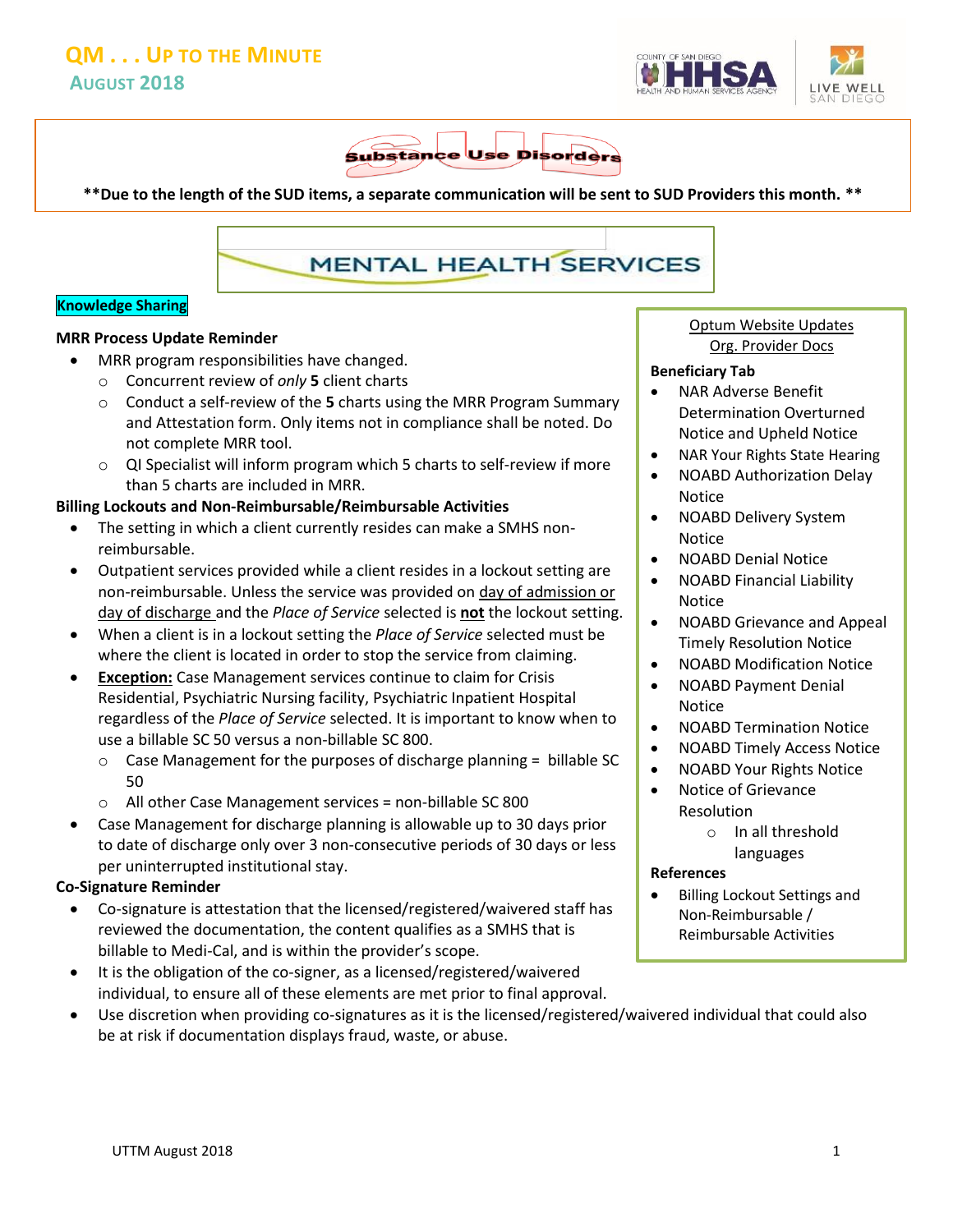# QM . . . Up to the Minute
## August 2018

## Substance Use Disorders

**\*\*Due to the length of the SUD items, a separate communication will be sent to SUD Providers this month. \*\***

## MENTAL HEALTH SERVICES

**Knowledge Sharing**

### MRR Process Update Reminder

- MRR program responsibilities have changed.
  - Concurrent review of *only* **5** client charts
  - Conduct a self-review of the **5** charts using the MRR Program Summary and Attestation form. Only items not in compliance shall be noted. Do not complete MRR tool.
  - QI Specialist will inform program which 5 charts to self-review if more than 5 charts are included in MRR.

### Billing Lockouts and Non-Reimbursable/Reimbursable Activities

- The setting in which a client currently resides can make a SMHS non-reimbursable.
- Outpatient services provided while a client resides in a lockout setting are non-reimbursable. Unless the service was provided on day of admission or day of discharge and the *Place of Service* selected is **not** the lockout setting.
- When a client is in a lockout setting the *Place of Service* selected must be where the client is located in order to stop the service from claiming.
- **Exception:** Case Management services continue to claim for Crisis Residential, Psychiatric Nursing facility, Psychiatric Inpatient Hospital regardless of the *Place of Service* selected. It is important to know when to use a billable SC 50 versus a non-billable SC 800.
  - Case Management for the purposes of discharge planning = billable SC 50
  - All other Case Management services = non-billable SC 800
- Case Management for discharge planning is allowable up to 30 days prior to date of discharge only over 3 non-consecutive periods of 30 days or less per uninterrupted institutional stay.

### Co-Signature Reminder

- Co-signature is attestation that the licensed/registered/waivered staff has reviewed the documentation, the content qualifies as a SMHS that is billable to Medi-Cal, and is within the provider's scope.
- It is the obligation of the co-signer, as a licensed/registered/waivered individual, to ensure all of these elements are met prior to final approval.
- Use discretion when providing co-signatures as it is the licensed/registered/waivered individual that could also be at risk if documentation displays fraud, waste, or abuse.

---

Optum Website Updates
Org. Provider Docs

**Beneficiary Tab**

- NAR Adverse Benefit Determination Overturned Notice and Upheld Notice
- NAR Your Rights State Hearing
- NOABD Authorization Delay Notice
- NOABD Delivery System Notice
- NOABD Denial Notice
- NOABD Financial Liability Notice
- NOABD Grievance and Appeal Timely Resolution Notice
- NOABD Modification Notice
- NOABD Payment Denial Notice
- NOABD Termination Notice
- NOABD Timely Access Notice
- NOABD Your Rights Notice
- Notice of Grievance Resolution
  - In all threshold languages

**References**

- Billing Lockout Settings and Non-Reimbursable / Reimbursable Activities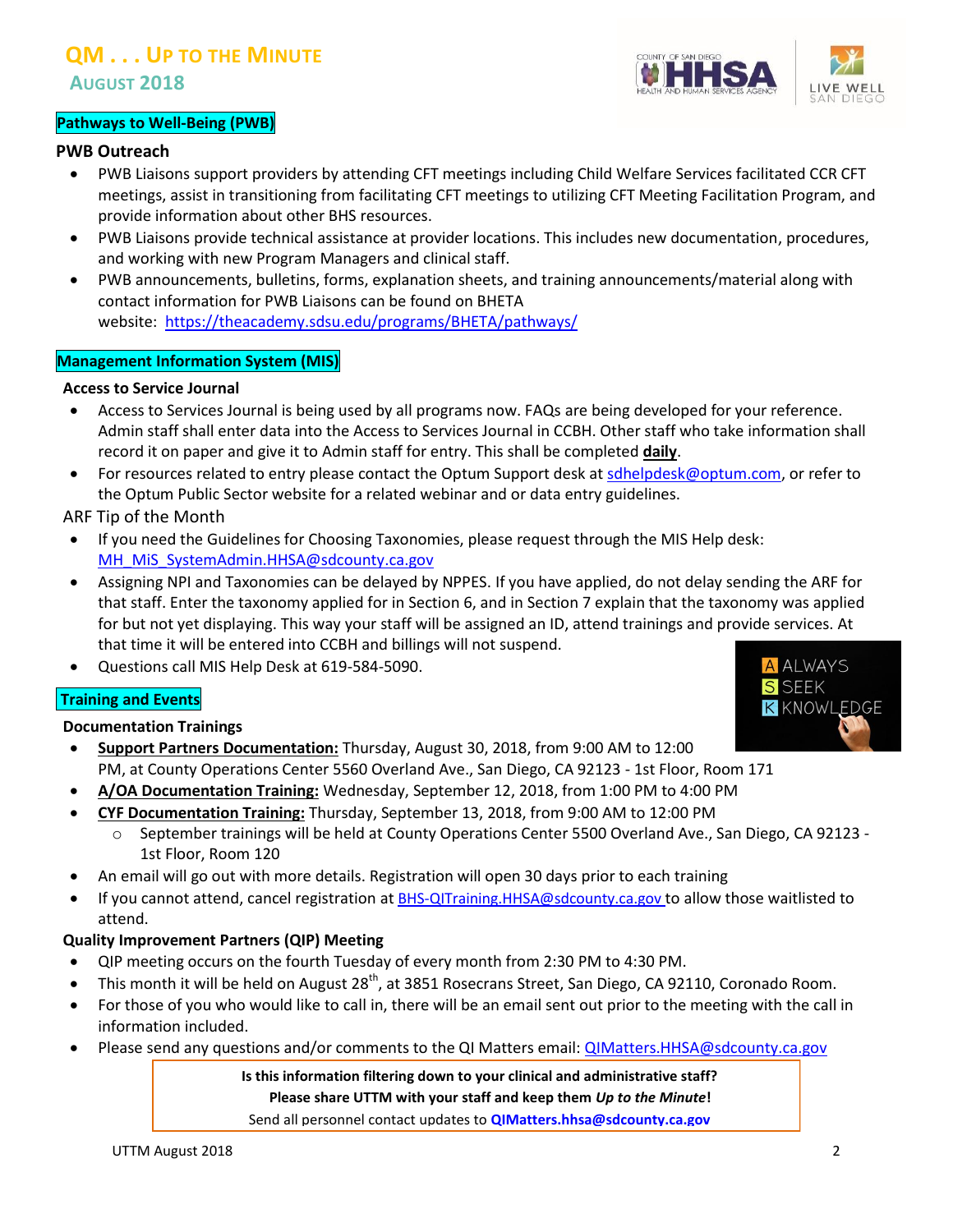# QM . . . UP TO THE MINUTE

## AUGUST 2018

## Pathways to Well-Being (PWB)

### PWB Outreach

- PWB Liaisons support providers by attending CFT meetings including Child Welfare Services facilitated CCR CFT meetings, assist in transitioning from facilitating CFT meetings to utilizing CFT Meeting Facilitation Program, and provide information about other BHS resources.
- PWB Liaisons provide technical assistance at provider locations. This includes new documentation, procedures, and working with new Program Managers and clinical staff.
- PWB announcements, bulletins, forms, explanation sheets, and training announcements/material along with contact information for PWB Liaisons can be found on BHETA website: https://theacademy.sdsu.edu/programs/BHETA/pathways/

## Management Information System (MIS)

### Access to Service Journal

- Access to Services Journal is being used by all programs now. FAQs are being developed for your reference. Admin staff shall enter data into the Access to Services Journal in CCBH. Other staff who take information shall record it on paper and give it to Admin staff for entry. This shall be completed **daily**.
- For resources related to entry please contact the Optum Support desk at sdhelpdesk@optum.com, or refer to the Optum Public Sector website for a related webinar and or data entry guidelines.

ARF Tip of the Month

- If you need the Guidelines for Choosing Taxonomies, please request through the MIS Help desk: MH_MiS_SystemAdmin.HHSA@sdcounty.ca.gov
- Assigning NPI and Taxonomies can be delayed by NPPES. If you have applied, do not delay sending the ARF for that staff. Enter the taxonomy applied for in Section 6, and in Section 7 explain that the taxonomy was applied for but not yet displaying. This way your staff will be assigned an ID, attend trainings and provide services. At that time it will be entered into CCBH and billings will not suspend.
- Questions call MIS Help Desk at 619-584-5090.

## Training and Events

### Documentation Trainings

- **Support Partners Documentation:** Thursday, August 30, 2018, from 9:00 AM to 12:00 PM, at County Operations Center 5560 Overland Ave., San Diego, CA 92123 - 1st Floor, Room 171
- **A/OA Documentation Training:** Wednesday, September 12, 2018, from 1:00 PM to 4:00 PM
- **CYF Documentation Training:** Thursday, September 13, 2018, from 9:00 AM to 12:00 PM
  - September trainings will be held at County Operations Center 5500 Overland Ave., San Diego, CA 92123 - 1st Floor, Room 120
- An email will go out with more details. Registration will open 30 days prior to each training
- If you cannot attend, cancel registration at BHS-QITraining.HHSA@sdcounty.ca.gov to allow those waitlisted to attend.

### Quality Improvement Partners (QIP) Meeting

- QIP meeting occurs on the fourth Tuesday of every month from 2:30 PM to 4:30 PM.
- This month it will be held on August 28th, at 3851 Rosecrans Street, San Diego, CA 92110, Coronado Room.
- For those of you who would like to call in, there will be an email sent out prior to the meeting with the call in information included.
- Please send any questions and/or comments to the QI Matters email: QIMatters.HHSA@sdcounty.ca.gov

**Is this information filtering down to your clinical and administrative staff?**
**Please share UTTM with your staff and keep them *Up to the Minute*!**
Send all personnel contact updates to **QIMatters.hhsa@sdcounty.ca.gov**